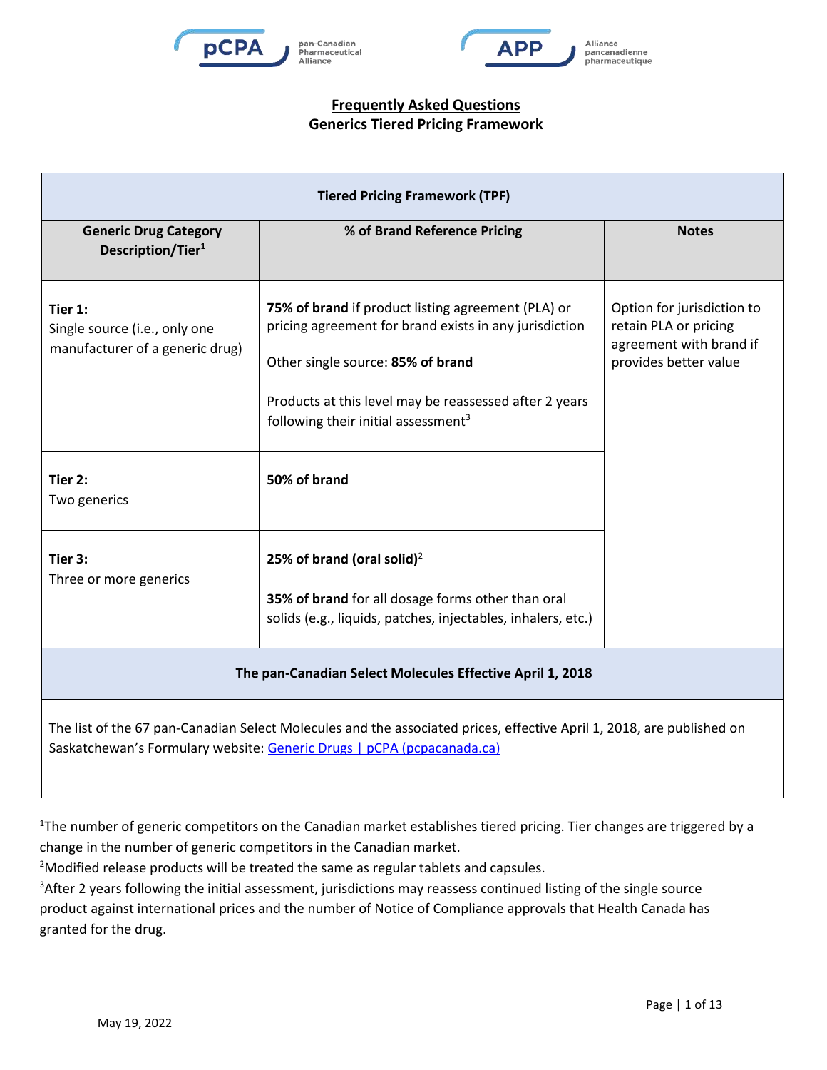# Frequently Asked Questions
## Generics Tiered Pricing Framework

| Tiered Pricing Framework (TPF) | | |
|---|---|---|
| **Generic Drug Category Description/Tier**[1] | **% of Brand Reference Pricing** | **Notes** |
| **Tier 1:** Single source (i.e., only one manufacturer of a generic drug) | **75% of brand** if product listing agreement (PLA) or pricing agreement for brand exists in any jurisdiction<br><br>Other single source: **85% of brand**<br><br>Products at this level may be reassessed after 2 years following their initial assessment[3] | Option for jurisdiction to retain PLA or pricing agreement with brand if provides better value |
| **Tier 2:** Two generics | **50% of brand** | |
| **Tier 3:** Three or more generics | **25% of brand (oral solid)**[2]<br><br>**35% of brand** for all dosage forms other than oral solids (e.g., liquids, patches, injectables, inhalers, etc.) | |

| The pan-Canadian Select Molecules Effective April 1, 2018 |
|---|
| The list of the 67 pan-Canadian Select Molecules and the associated prices, effective April 1, 2018, are published on Saskatchewan's Formulary website: [Generic Drugs \| pCPA (pcpacanada.ca)] |

[1]The number of generic competitors on the Canadian market establishes tiered pricing. Tier changes are triggered by a change in the number of generic competitors in the Canadian market.

[2]Modified release products will be treated the same as regular tablets and capsules.

[3]After 2 years following the initial assessment, jurisdictions may reassess continued listing of the single source product against international prices and the number of Notice of Compliance approvals that Health Canada has granted for the drug.

May 19, 2022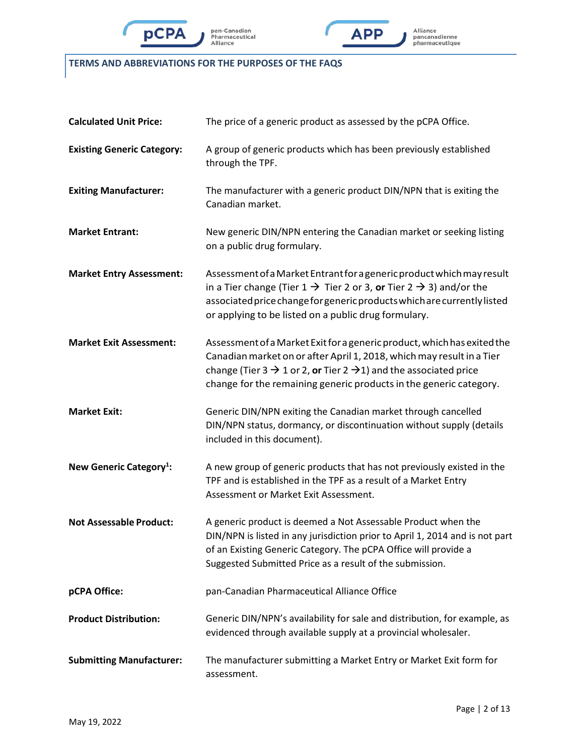## TERMS AND ABBREVIATIONS FOR THE PURPOSES OF THE FAQS

**Calculated Unit Price:** The price of a generic product as assessed by the pCPA Office.

**Existing Generic Category:** A group of generic products which has been previously established through the TPF.

**Exiting Manufacturer:** The manufacturer with a generic product DIN/NPN that is exiting the Canadian market.

**Market Entrant:** New generic DIN/NPN entering the Canadian market or seeking listing on a public drug formulary.

**Market Entry Assessment:** Assessment of a Market Entrant for a generic product which may result in a Tier change (Tier 1 → Tier 2 or 3, **or** Tier 2 → 3) and/or the associated price change for generic products which are currently listed or applying to be listed on a public drug formulary.

**Market Exit Assessment:** Assessment of a Market Exit for a generic product, which has exited the Canadian market on or after April 1, 2018, which may result in a Tier change (Tier 3 → 1 or 2, **or** Tier 2 →1) and the associated price change for the remaining generic products in the generic category.

**Market Exit:** Generic DIN/NPN exiting the Canadian market through cancelled DIN/NPN status, dormancy, or discontinuation without supply (details included in this document).

**New Generic Category[1]:** A new group of generic products that has not previously existed in the TPF and is established in the TPF as a result of a Market Entry Assessment or Market Exit Assessment.

**Not Assessable Product:** A generic product is deemed a Not Assessable Product when the DIN/NPN is listed in any jurisdiction prior to April 1, 2014 and is not part of an Existing Generic Category. The pCPA Office will provide a Suggested Submitted Price as a result of the submission.

**pCPA Office:** pan-Canadian Pharmaceutical Alliance Office

**Product Distribution:** Generic DIN/NPN's availability for sale and distribution, for example, as evidenced through available supply at a provincial wholesaler.

**Submitting Manufacturer:** The manufacturer submitting a Market Entry or Market Exit form for assessment.

May 19, 2022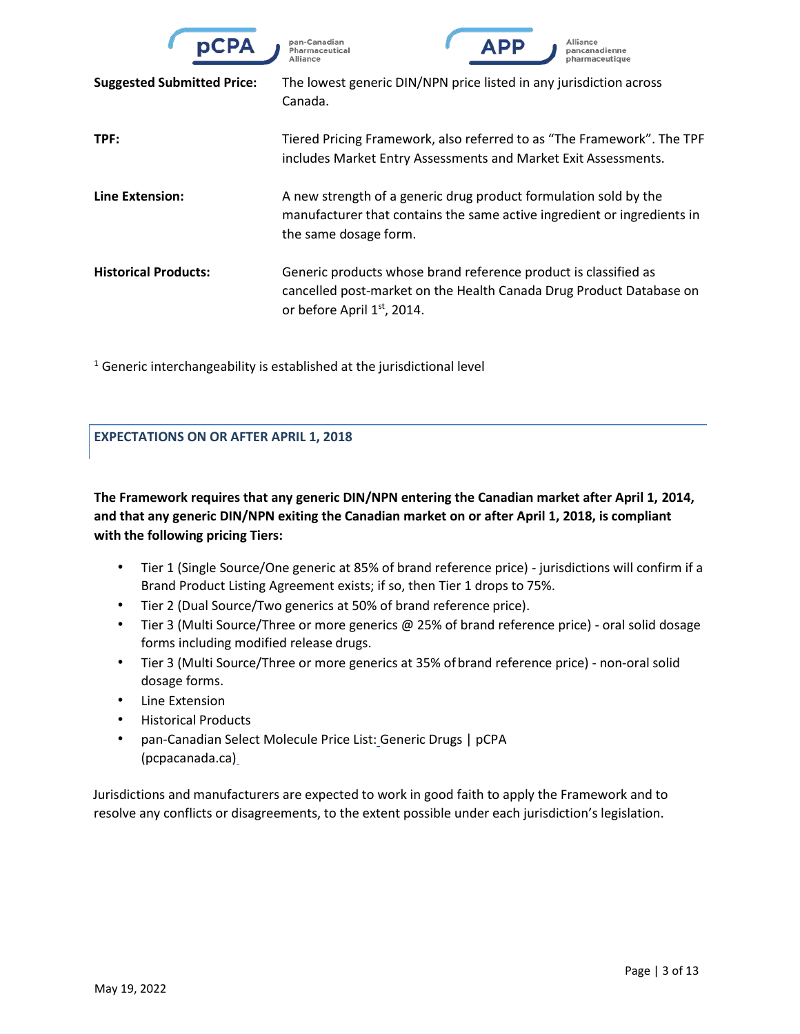**Suggested Submitted Price:** The lowest generic DIN/NPN price listed in any jurisdiction across Canada.

**TPF:** Tiered Pricing Framework, also referred to as "The Framework". The TPF includes Market Entry Assessments and Market Exit Assessments.

**Line Extension:** A new strength of a generic drug product formulation sold by the manufacturer that contains the same active ingredient or ingredients in the same dosage form.

**Historical Products:** Generic products whose brand reference product is classified as cancelled post-market on the Health Canada Drug Product Database on or before April 1st, 2014.

[1] Generic interchangeability is established at the jurisdictional level

## EXPECTATIONS ON OR AFTER APRIL 1, 2018

**The Framework requires that any generic DIN/NPN entering the Canadian market after April 1, 2014, and that any generic DIN/NPN exiting the Canadian market on or after April 1, 2018, is compliant with the following pricing Tiers:**

- Tier 1 (Single Source/One generic at 85% of brand reference price) - jurisdictions will confirm if a Brand Product Listing Agreement exists; if so, then Tier 1 drops to 75%.
- Tier 2 (Dual Source/Two generics at 50% of brand reference price).
- Tier 3 (Multi Source/Three or more generics @ 25% of brand reference price) - oral solid dosage forms including modified release drugs.
- Tier 3 (Multi Source/Three or more generics at 35% of brand reference price) - non-oral solid dosage forms.
- Line Extension
- Historical Products
- pan-Canadian Select Molecule Price List: Generic Drugs | pCPA (pcpacanada.ca)

Jurisdictions and manufacturers are expected to work in good faith to apply the Framework and to resolve any conflicts or disagreements, to the extent possible under each jurisdiction's legislation.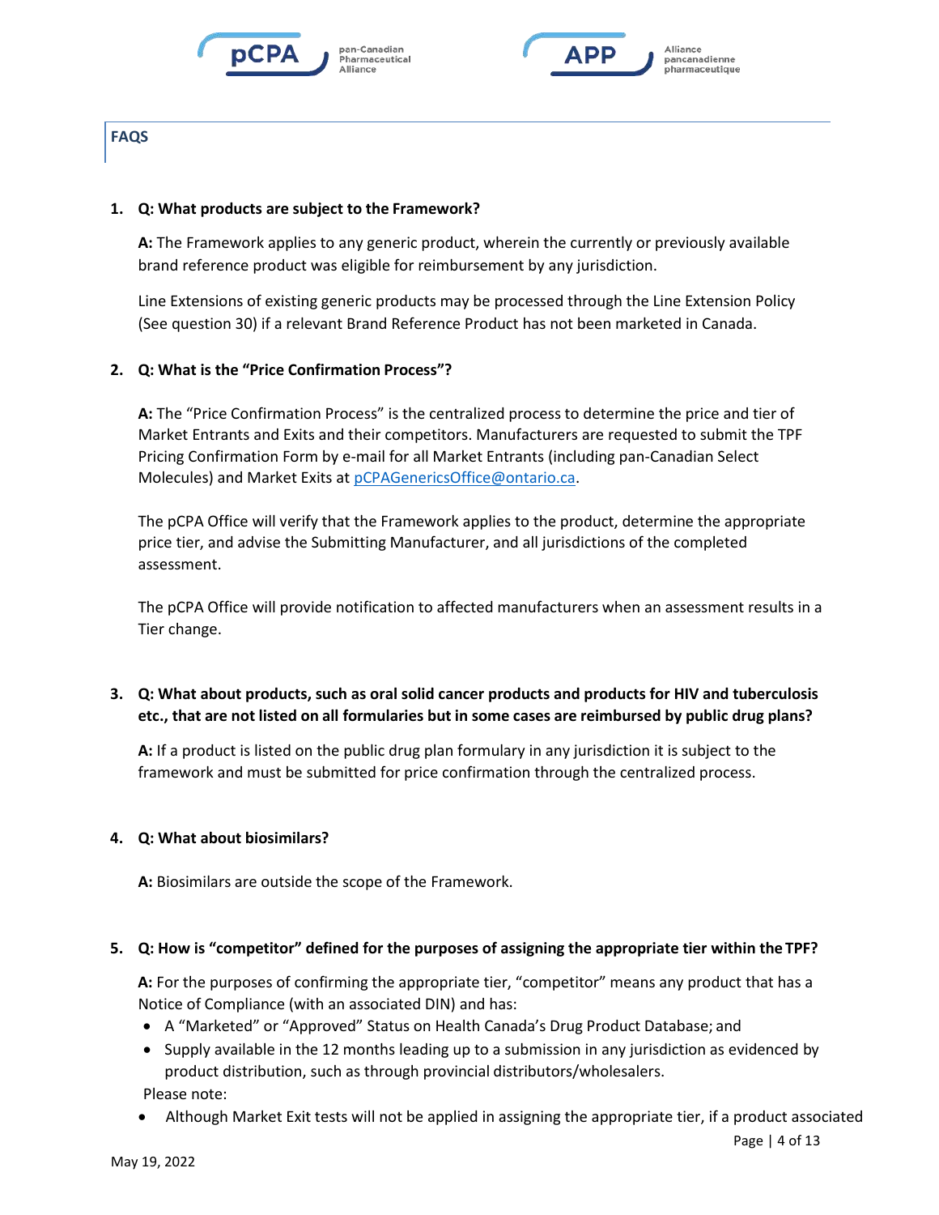## FAQS

1. **Q: What products are subject to the Framework?**

   **A:** The Framework applies to any generic product, wherein the currently or previously available brand reference product was eligible for reimbursement by any jurisdiction.

   Line Extensions of existing generic products may be processed through the Line Extension Policy (See question 30) if a relevant Brand Reference Product has not been marketed in Canada.

2. **Q: What is the "Price Confirmation Process"?**

   **A:** The "Price Confirmation Process" is the centralized process to determine the price and tier of Market Entrants and Exits and their competitors. Manufacturers are requested to submit the TPF Pricing Confirmation Form by e-mail for all Market Entrants (including pan-Canadian Select Molecules) and Market Exits at pCPAGenericsOffice@ontario.ca.

   The pCPA Office will verify that the Framework applies to the product, determine the appropriate price tier, and advise the Submitting Manufacturer, and all jurisdictions of the completed assessment.

   The pCPA Office will provide notification to affected manufacturers when an assessment results in a Tier change.

3. **Q: What about products, such as oral solid cancer products and products for HIV and tuberculosis etc., that are not listed on all formularies but in some cases are reimbursed by public drug plans?**

   **A:** If a product is listed on the public drug plan formulary in any jurisdiction it is subject to the framework and must be submitted for price confirmation through the centralized process.

4. **Q: What about biosimilars?**

   **A:** Biosimilars are outside the scope of the Framework.

5. **Q: How is "competitor" defined for the purposes of assigning the appropriate tier within the TPF?**

   **A:** For the purposes of confirming the appropriate tier, "competitor" means any product that has a Notice of Compliance (with an associated DIN) and has:
   - A "Marketed" or "Approved" Status on Health Canada's Drug Product Database; and
   - Supply available in the 12 months leading up to a submission in any jurisdiction as evidenced by product distribution, such as through provincial distributors/wholesalers.

   Please note:
   - Although Market Exit tests will not be applied in assigning the appropriate tier, if a product associated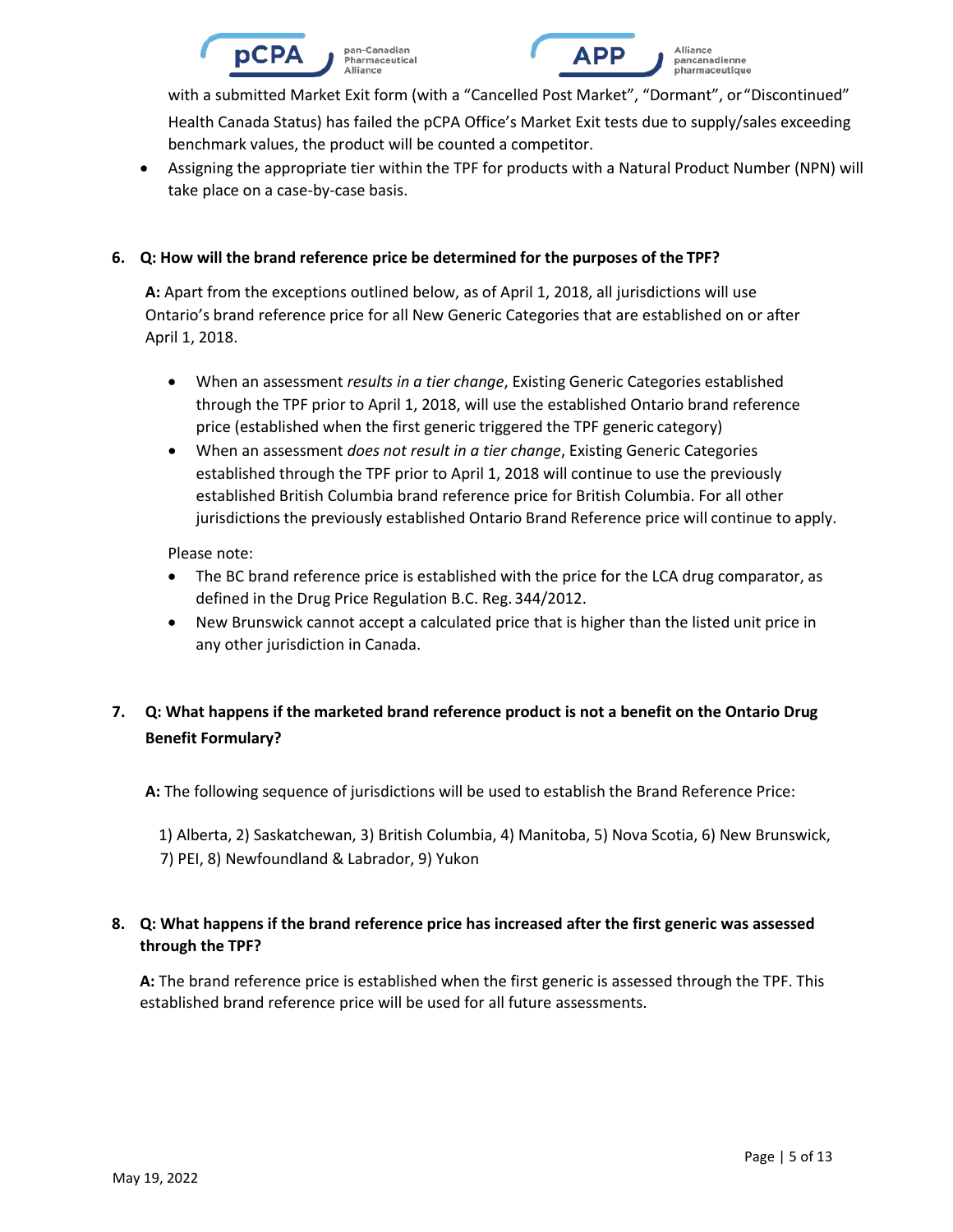with a submitted Market Exit form (with a "Cancelled Post Market", "Dormant", or "Discontinued" Health Canada Status) has failed the pCPA Office's Market Exit tests due to supply/sales exceeding benchmark values, the product will be counted a competitor.

- Assigning the appropriate tier within the TPF for products with a Natural Product Number (NPN) will take place on a case-by-case basis.

**6. Q: How will the brand reference price be determined for the purposes of the TPF?**

**A:** Apart from the exceptions outlined below, as of April 1, 2018, all jurisdictions will use Ontario's brand reference price for all New Generic Categories that are established on or after April 1, 2018.

- When an assessment *results in a tier change*, Existing Generic Categories established through the TPF prior to April 1, 2018, will use the established Ontario brand reference price (established when the first generic triggered the TPF generic category)
- When an assessment *does not result in a tier change*, Existing Generic Categories established through the TPF prior to April 1, 2018 will continue to use the previously established British Columbia brand reference price for British Columbia. For all other jurisdictions the previously established Ontario Brand Reference price will continue to apply.

Please note:

- The BC brand reference price is established with the price for the LCA drug comparator, as defined in the Drug Price Regulation B.C. Reg. 344/2012.
- New Brunswick cannot accept a calculated price that is higher than the listed unit price in any other jurisdiction in Canada.

**7. Q: What happens if the marketed brand reference product is not a benefit on the Ontario Drug Benefit Formulary?**

**A:** The following sequence of jurisdictions will be used to establish the Brand Reference Price:

1) Alberta, 2) Saskatchewan, 3) British Columbia, 4) Manitoba, 5) Nova Scotia, 6) New Brunswick, 7) PEI, 8) Newfoundland & Labrador, 9) Yukon

**8. Q: What happens if the brand reference price has increased after the first generic was assessed through the TPF?**

**A:** The brand reference price is established when the first generic is assessed through the TPF. This established brand reference price will be used for all future assessments.

May 19, 2022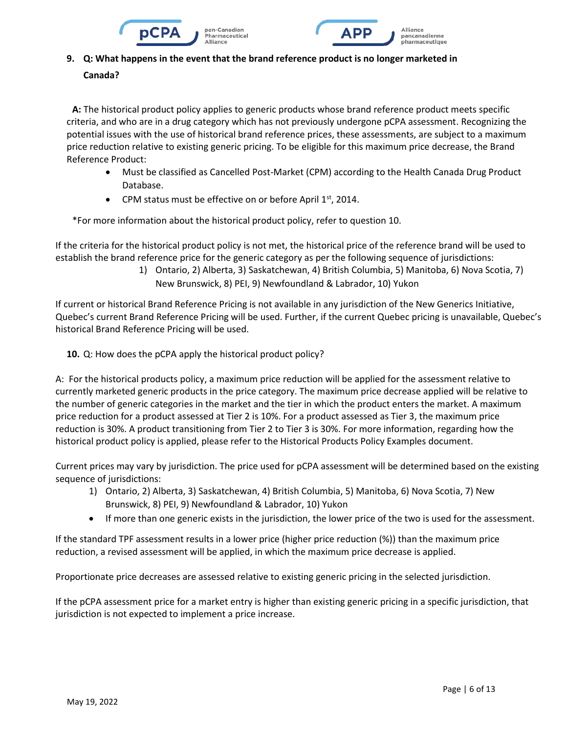**9. Q: What happens in the event that the brand reference product is no longer marketed in Canada?**

**A:** The historical product policy applies to generic products whose brand reference product meets specific criteria, and who are in a drug category which has not previously undergone pCPA assessment. Recognizing the potential issues with the use of historical brand reference prices, these assessments, are subject to a maximum price reduction relative to existing generic pricing. To be eligible for this maximum price decrease, the Brand Reference Product:

- Must be classified as Cancelled Post-Market (CPM) according to the Health Canada Drug Product Database.
- CPM status must be effective on or before April 1st, 2014.

*For more information about the historical product policy, refer to question 10.

If the criteria for the historical product policy is not met, the historical price of the reference brand will be used to establish the brand reference price for the generic category as per the following sequence of jurisdictions:

1) Ontario, 2) Alberta, 3) Saskatchewan, 4) British Columbia, 5) Manitoba, 6) Nova Scotia, 7) New Brunswick, 8) PEI, 9) Newfoundland & Labrador, 10) Yukon

If current or historical Brand Reference Pricing is not available in any jurisdiction of the New Generics Initiative, Quebec's current Brand Reference Pricing will be used. Further, if the current Quebec pricing is unavailable, Quebec's historical Brand Reference Pricing will be used.

**10.** Q: How does the pCPA apply the historical product policy?

A: For the historical products policy, a maximum price reduction will be applied for the assessment relative to currently marketed generic products in the price category. The maximum price decrease applied will be relative to the number of generic categories in the market and the tier in which the product enters the market. A maximum price reduction for a product assessed at Tier 2 is 10%. For a product assessed as Tier 3, the maximum price reduction is 30%. A product transitioning from Tier 2 to Tier 3 is 30%. For more information, regarding how the historical product policy is applied, please refer to the Historical Products Policy Examples document.

Current prices may vary by jurisdiction. The price used for pCPA assessment will be determined based on the existing sequence of jurisdictions:

1) Ontario, 2) Alberta, 3) Saskatchewan, 4) British Columbia, 5) Manitoba, 6) Nova Scotia, 7) New Brunswick, 8) PEI, 9) Newfoundland & Labrador, 10) Yukon

- If more than one generic exists in the jurisdiction, the lower price of the two is used for the assessment.

If the standard TPF assessment results in a lower price (higher price reduction (%)) than the maximum price reduction, a revised assessment will be applied, in which the maximum price decrease is applied.

Proportionate price decreases are assessed relative to existing generic pricing in the selected jurisdiction.

If the pCPA assessment price for a market entry is higher than existing generic pricing in a specific jurisdiction, that jurisdiction is not expected to implement a price increase.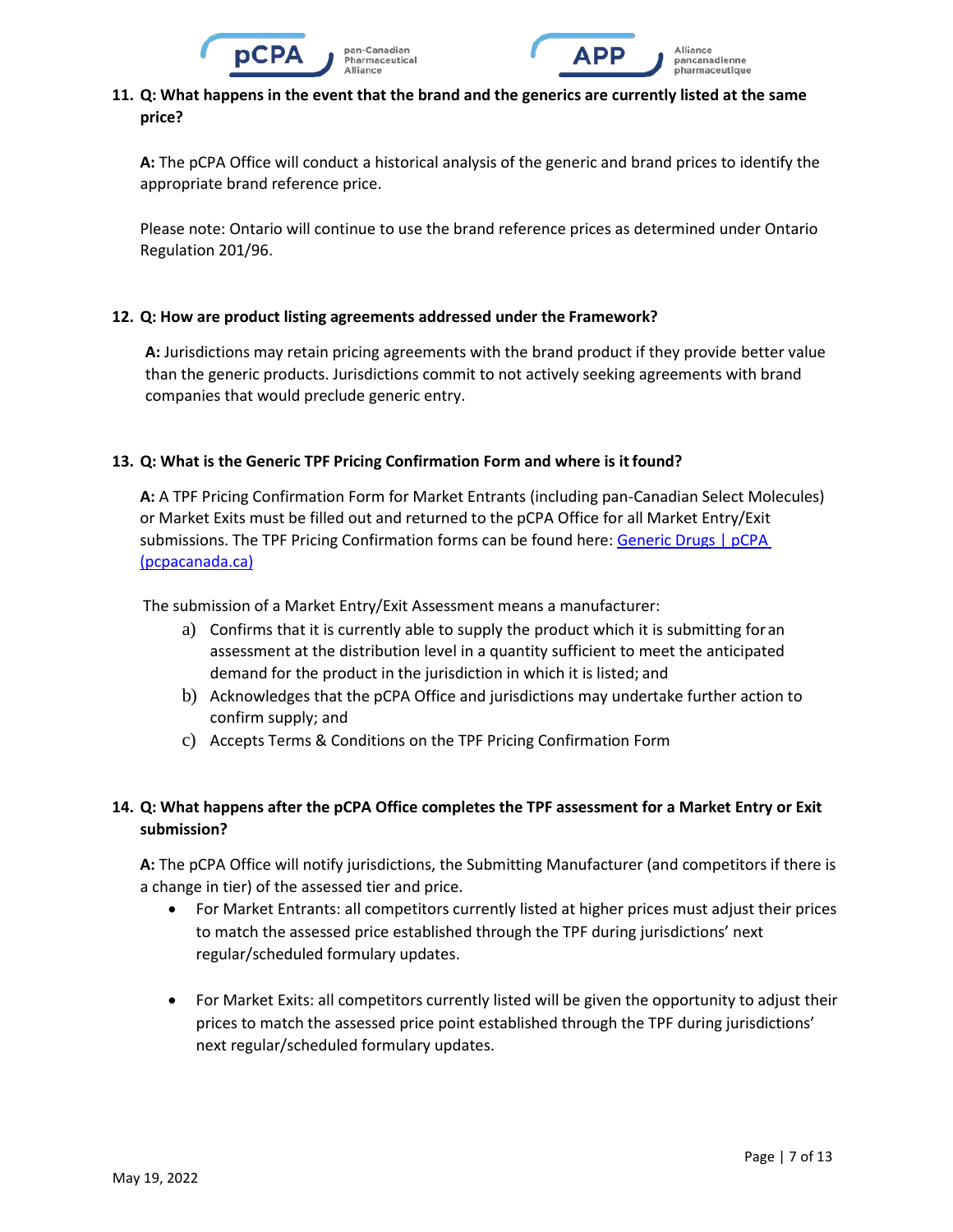**11. Q: What happens in the event that the brand and the generics are currently listed at the same price?**

**A:** The pCPA Office will conduct a historical analysis of the generic and brand prices to identify the appropriate brand reference price.

Please note: Ontario will continue to use the brand reference prices as determined under Ontario Regulation 201/96.

**12. Q: How are product listing agreements addressed under the Framework?**

**A:** Jurisdictions may retain pricing agreements with the brand product if they provide better value than the generic products. Jurisdictions commit to not actively seeking agreements with brand companies that would preclude generic entry.

**13. Q: What is the Generic TPF Pricing Confirmation Form and where is it found?**

**A:** A TPF Pricing Confirmation Form for Market Entrants (including pan-Canadian Select Molecules) or Market Exits must be filled out and returned to the pCPA Office for all Market Entry/Exit submissions. The TPF Pricing Confirmation forms can be found here: [Generic Drugs | pCPA (pcpacanada.ca)](pcpacanada.ca)

The submission of a Market Entry/Exit Assessment means a manufacturer:

a) Confirms that it is currently able to supply the product which it is submitting for an assessment at the distribution level in a quantity sufficient to meet the anticipated demand for the product in the jurisdiction in which it is listed; and
b) Acknowledges that the pCPA Office and jurisdictions may undertake further action to confirm supply; and
c) Accepts Terms & Conditions on the TPF Pricing Confirmation Form

**14. Q: What happens after the pCPA Office completes the TPF assessment for a Market Entry or Exit submission?**

**A:** The pCPA Office will notify jurisdictions, the Submitting Manufacturer (and competitors if there is a change in tier) of the assessed tier and price.

- For Market Entrants: all competitors currently listed at higher prices must adjust their prices to match the assessed price established through the TPF during jurisdictions' next regular/scheduled formulary updates.
- For Market Exits: all competitors currently listed will be given the opportunity to adjust their prices to match the assessed price point established through the TPF during jurisdictions' next regular/scheduled formulary updates.

May 19, 2022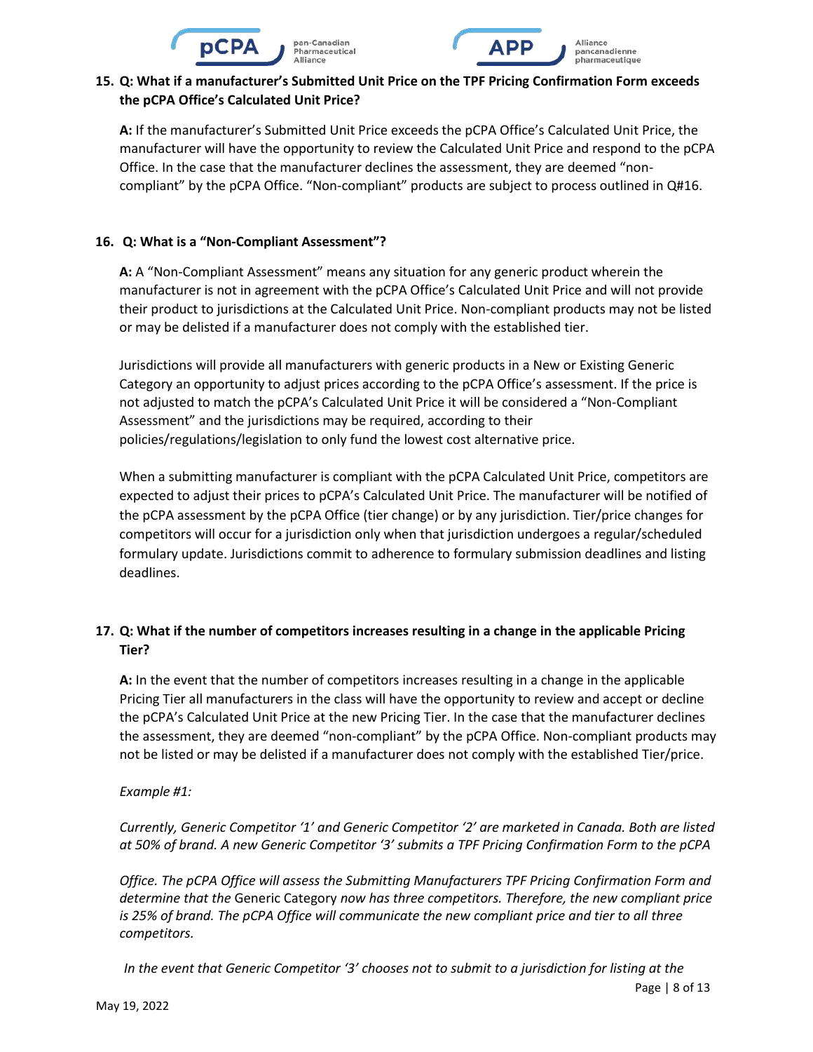**15. Q: What if a manufacturer's Submitted Unit Price on the TPF Pricing Confirmation Form exceeds the pCPA Office's Calculated Unit Price?**

**A:** If the manufacturer's Submitted Unit Price exceeds the pCPA Office's Calculated Unit Price, the manufacturer will have the opportunity to review the Calculated Unit Price and respond to the pCPA Office. In the case that the manufacturer declines the assessment, they are deemed "non-compliant" by the pCPA Office. "Non-compliant" products are subject to process outlined in Q#16.

**16. Q: What is a "Non-Compliant Assessment"?**

**A:** A "Non-Compliant Assessment" means any situation for any generic product wherein the manufacturer is not in agreement with the pCPA Office's Calculated Unit Price and will not provide their product to jurisdictions at the Calculated Unit Price. Non-compliant products may not be listed or may be delisted if a manufacturer does not comply with the established tier.

Jurisdictions will provide all manufacturers with generic products in a New or Existing Generic Category an opportunity to adjust prices according to the pCPA Office's assessment. If the price is not adjusted to match the pCPA's Calculated Unit Price it will be considered a "Non-Compliant Assessment" and the jurisdictions may be required, according to their policies/regulations/legislation to only fund the lowest cost alternative price.

When a submitting manufacturer is compliant with the pCPA Calculated Unit Price, competitors are expected to adjust their prices to pCPA's Calculated Unit Price. The manufacturer will be notified of the pCPA assessment by the pCPA Office (tier change) or by any jurisdiction. Tier/price changes for competitors will occur for a jurisdiction only when that jurisdiction undergoes a regular/scheduled formulary update. Jurisdictions commit to adherence to formulary submission deadlines and listing deadlines.

**17. Q: What if the number of competitors increases resulting in a change in the applicable Pricing Tier?**

**A:** In the event that the number of competitors increases resulting in a change in the applicable Pricing Tier all manufacturers in the class will have the opportunity to review and accept or decline the pCPA's Calculated Unit Price at the new Pricing Tier. In the case that the manufacturer declines the assessment, they are deemed "non-compliant" by the pCPA Office. Non-compliant products may not be listed or may be delisted if a manufacturer does not comply with the established Tier/price.

*Example #1:*

*Currently, Generic Competitor '1' and Generic Competitor '2' are marketed in Canada. Both are listed at 50% of brand. A new Generic Competitor '3' submits a TPF Pricing Confirmation Form to the pCPA Office. The pCPA Office will assess the Submitting Manufacturers TPF Pricing Confirmation Form and determine that the* Generic Category *now has three competitors. Therefore, the new compliant price is 25% of brand. The pCPA Office will communicate the new compliant price and tier to all three competitors.*

*In the event that Generic Competitor '3' chooses not to submit to a jurisdiction for listing at the*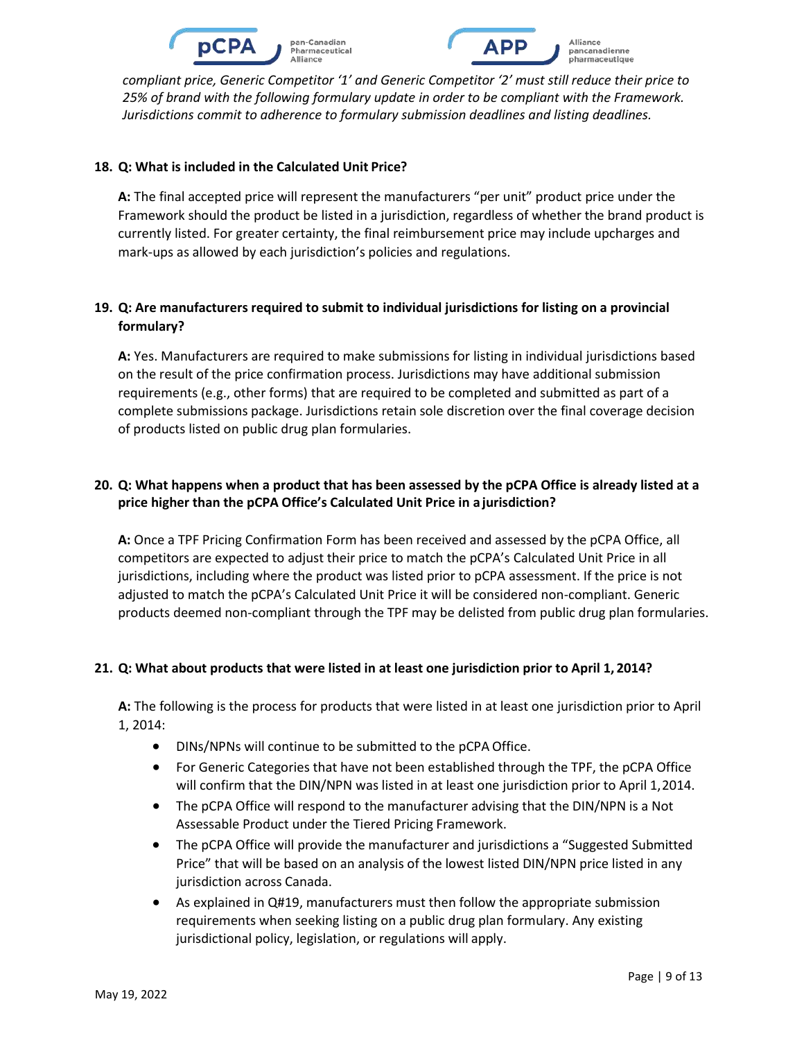*compliant price, Generic Competitor '1' and Generic Competitor '2' must still reduce their price to 25% of brand with the following formulary update in order to be compliant with the Framework. Jurisdictions commit to adherence to formulary submission deadlines and listing deadlines.*

**18. Q: What is included in the Calculated Unit Price?**

**A:** The final accepted price will represent the manufacturers "per unit" product price under the Framework should the product be listed in a jurisdiction, regardless of whether the brand product is currently listed. For greater certainty, the final reimbursement price may include upcharges and mark-ups as allowed by each jurisdiction's policies and regulations.

**19. Q: Are manufacturers required to submit to individual jurisdictions for listing on a provincial formulary?**

**A:** Yes. Manufacturers are required to make submissions for listing in individual jurisdictions based on the result of the price confirmation process. Jurisdictions may have additional submission requirements (e.g., other forms) that are required to be completed and submitted as part of a complete submissions package. Jurisdictions retain sole discretion over the final coverage decision of products listed on public drug plan formularies.

**20. Q: What happens when a product that has been assessed by the pCPA Office is already listed at a price higher than the pCPA Office's Calculated Unit Price in a jurisdiction?**

**A:** Once a TPF Pricing Confirmation Form has been received and assessed by the pCPA Office, all competitors are expected to adjust their price to match the pCPA's Calculated Unit Price in all jurisdictions, including where the product was listed prior to pCPA assessment. If the price is not adjusted to match the pCPA's Calculated Unit Price it will be considered non-compliant. Generic products deemed non-compliant through the TPF may be delisted from public drug plan formularies.

**21. Q: What about products that were listed in at least one jurisdiction prior to April 1, 2014?**

**A:** The following is the process for products that were listed in at least one jurisdiction prior to April 1, 2014:

- DINs/NPNs will continue to be submitted to the pCPA Office.
- For Generic Categories that have not been established through the TPF, the pCPA Office will confirm that the DIN/NPN was listed in at least one jurisdiction prior to April 1, 2014.
- The pCPA Office will respond to the manufacturer advising that the DIN/NPN is a Not Assessable Product under the Tiered Pricing Framework.
- The pCPA Office will provide the manufacturer and jurisdictions a "Suggested Submitted Price" that will be based on an analysis of the lowest listed DIN/NPN price listed in any jurisdiction across Canada.
- As explained in Q#19, manufacturers must then follow the appropriate submission requirements when seeking listing on a public drug plan formulary. Any existing jurisdictional policy, legislation, or regulations will apply.

May 19, 2022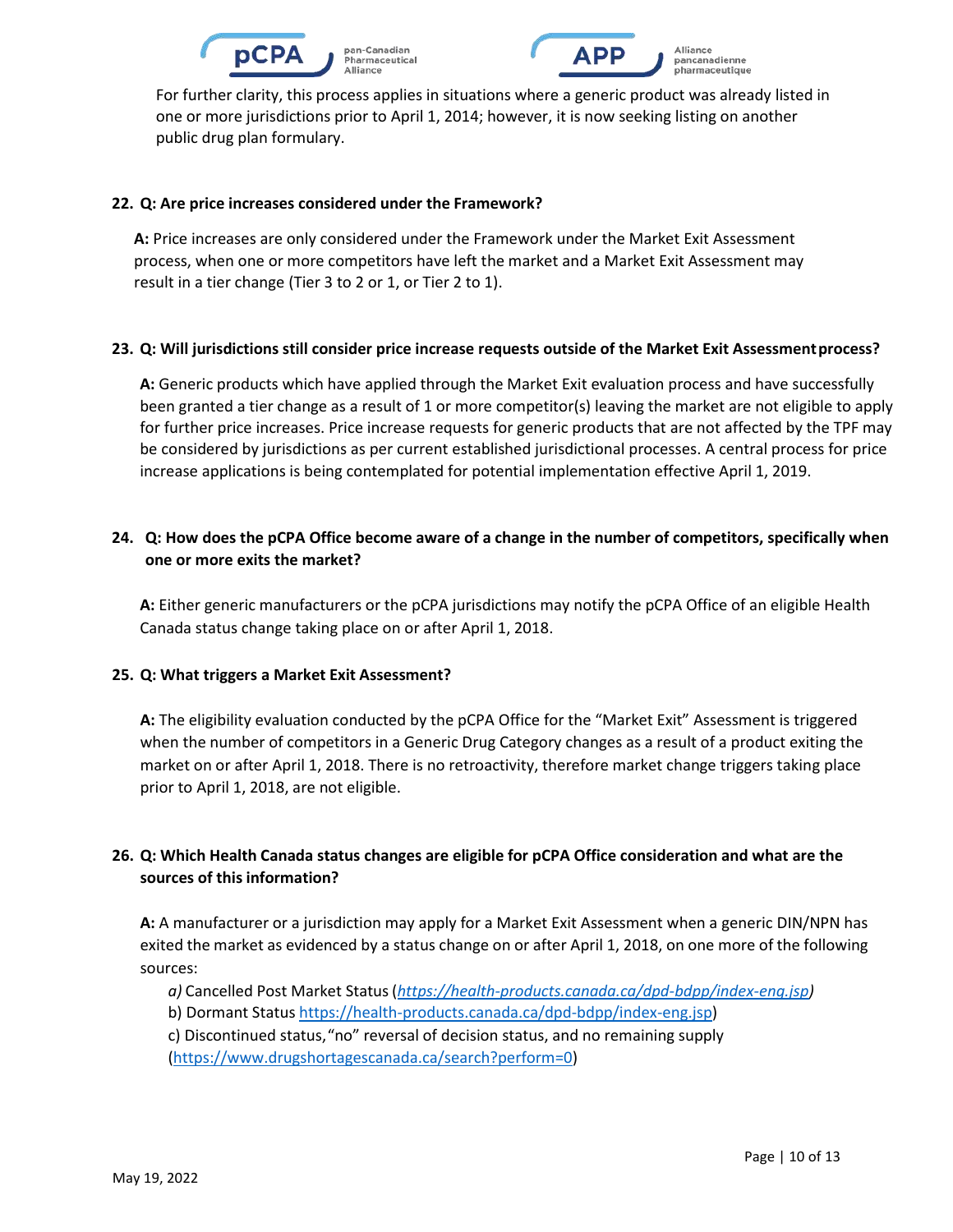For further clarity, this process applies in situations where a generic product was already listed in one or more jurisdictions prior to April 1, 2014; however, it is now seeking listing on another public drug plan formulary.

**22. Q: Are price increases considered under the Framework?**

**A:** Price increases are only considered under the Framework under the Market Exit Assessment process, when one or more competitors have left the market and a Market Exit Assessment may result in a tier change (Tier 3 to 2 or 1, or Tier 2 to 1).

**23. Q: Will jurisdictions still consider price increase requests outside of the Market Exit Assessment process?**

**A:** Generic products which have applied through the Market Exit evaluation process and have successfully been granted a tier change as a result of 1 or more competitor(s) leaving the market are not eligible to apply for further price increases. Price increase requests for generic products that are not affected by the TPF may be considered by jurisdictions as per current established jurisdictional processes. A central process for price increase applications is being contemplated for potential implementation effective April 1, 2019.

**24. Q: How does the pCPA Office become aware of a change in the number of competitors, specifically when one or more exits the market?**

**A:** Either generic manufacturers or the pCPA jurisdictions may notify the pCPA Office of an eligible Health Canada status change taking place on or after April 1, 2018.

**25. Q: What triggers a Market Exit Assessment?**

**A:** The eligibility evaluation conducted by the pCPA Office for the "Market Exit" Assessment is triggered when the number of competitors in a Generic Drug Category changes as a result of a product exiting the market on or after April 1, 2018. There is no retroactivity, therefore market change triggers taking place prior to April 1, 2018, are not eligible.

**26. Q: Which Health Canada status changes are eligible for pCPA Office consideration and what are the sources of this information?**

**A:** A manufacturer or a jurisdiction may apply for a Market Exit Assessment when a generic DIN/NPN has exited the market as evidenced by a status change on or after April 1, 2018, on one more of the following sources:

*a)* Cancelled Post Market Status (*https://health-products.canada.ca/dpd-bdpp/index-eng.jsp)*
b) Dormant Status https://health-products.canada.ca/dpd-bdpp/index-eng.jsp)
c) Discontinued status, "no" reversal of decision status, and no remaining supply (https://www.drugshortagescanada.ca/search?perform=0)

May 19, 2022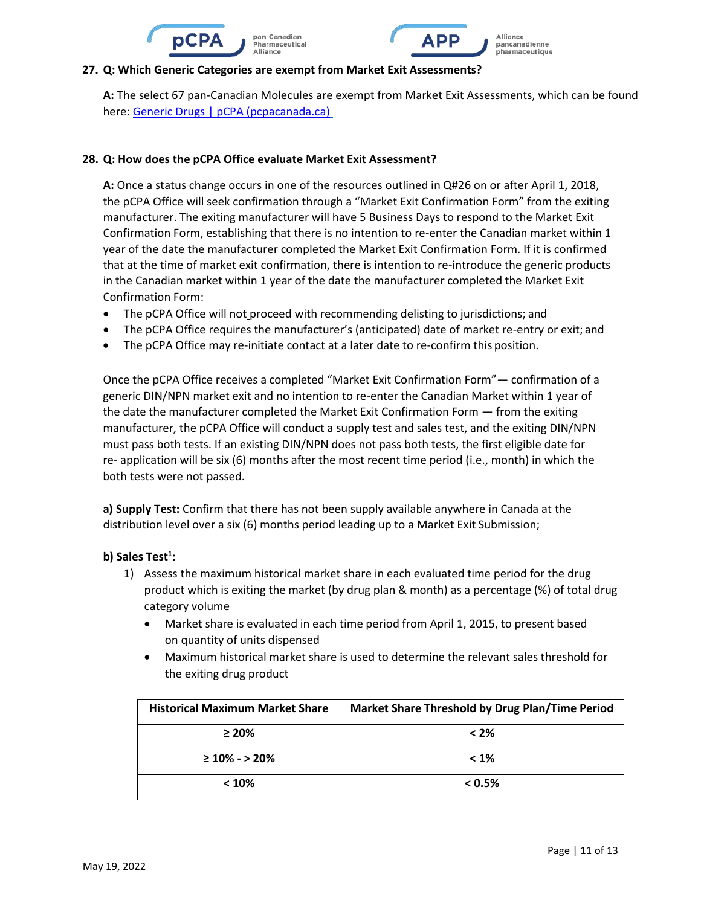**27. Q: Which Generic Categories are exempt from Market Exit Assessments?**

**A:** The select 67 pan-Canadian Molecules are exempt from Market Exit Assessments, which can be found here: [Generic Drugs | pCPA (pcpacanada.ca)](https://www.pcpacanada.ca)

**28. Q: How does the pCPA Office evaluate Market Exit Assessment?**

**A:** Once a status change occurs in one of the resources outlined in Q#26 on or after April 1, 2018, the pCPA Office will seek confirmation through a "Market Exit Confirmation Form" from the exiting manufacturer. The exiting manufacturer will have 5 Business Days to respond to the Market Exit Confirmation Form, establishing that there is no intention to re-enter the Canadian market within 1 year of the date the manufacturer completed the Market Exit Confirmation Form. If it is confirmed that at the time of market exit confirmation, there is intention to re-introduce the generic products in the Canadian market within 1 year of the date the manufacturer completed the Market Exit Confirmation Form:

- The pCPA Office will not proceed with recommending delisting to jurisdictions; and
- The pCPA Office requires the manufacturer's (anticipated) date of market re-entry or exit; and
- The pCPA Office may re-initiate contact at a later date to re-confirm this position.

Once the pCPA Office receives a completed "Market Exit Confirmation Form"— confirmation of a generic DIN/NPN market exit and no intention to re-enter the Canadian Market within 1 year of the date the manufacturer completed the Market Exit Confirmation Form — from the exiting manufacturer, the pCPA Office will conduct a supply test and sales test, and the exiting DIN/NPN must pass both tests. If an existing DIN/NPN does not pass both tests, the first eligible date for re- application will be six (6) months after the most recent time period (i.e., month) in which the both tests were not passed.

**a) Supply Test:** Confirm that there has not been supply available anywhere in Canada at the distribution level over a six (6) months period leading up to a Market Exit Submission;

**b) Sales Test[1]:**

1) Assess the maximum historical market share in each evaluated time period for the drug product which is exiting the market (by drug plan & month) as a percentage (%) of total drug category volume
   - Market share is evaluated in each time period from April 1, 2015, to present based on quantity of units dispensed
   - Maximum historical market share is used to determine the relevant sales threshold for the exiting drug product

| Historical Maximum Market Share | Market Share Threshold by Drug Plan/Time Period |
|---|---|
| ≥ 20% | < 2% |
| ≥ 10% - > 20% | < 1% |
| < 10% | < 0.5% |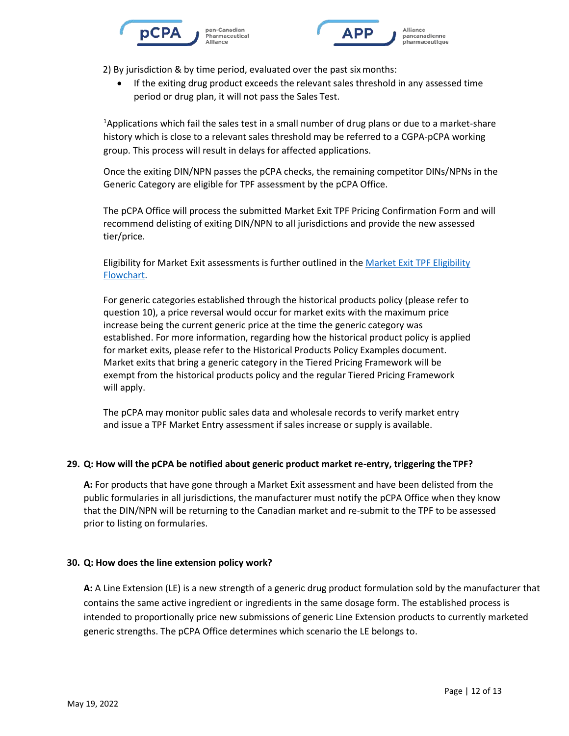2) By jurisdiction & by time period, evaluated over the past six months:
   - If the exiting drug product exceeds the relevant sales threshold in any assessed time period or drug plan, it will not pass the Sales Test.

[1]Applications which fail the sales test in a small number of drug plans or due to a market-share history which is close to a relevant sales threshold may be referred to a CGPA-pCPA working group. This process will result in delays for affected applications.

Once the exiting DIN/NPN passes the pCPA checks, the remaining competitor DINs/NPNs in the Generic Category are eligible for TPF assessment by the pCPA Office.

The pCPA Office will process the submitted Market Exit TPF Pricing Confirmation Form and will recommend delisting of exiting DIN/NPN to all jurisdictions and provide the new assessed tier/price.

Eligibility for Market Exit assessments is further outlined in the Market Exit TPF Eligibility Flowchart.

For generic categories established through the historical products policy (please refer to question 10), a price reversal would occur for market exits with the maximum price increase being the current generic price at the time the generic category was established. For more information, regarding how the historical product policy is applied for market exits, please refer to the Historical Products Policy Examples document. Market exits that bring a generic category in the Tiered Pricing Framework will be exempt from the historical products policy and the regular Tiered Pricing Framework will apply.

The pCPA may monitor public sales data and wholesale records to verify market entry and issue a TPF Market Entry assessment if sales increase or supply is available.

**29. Q: How will the pCPA be notified about generic product market re-entry, triggering the TPF?**

**A:** For products that have gone through a Market Exit assessment and have been delisted from the public formularies in all jurisdictions, the manufacturer must notify the pCPA Office when they know that the DIN/NPN will be returning to the Canadian market and re-submit to the TPF to be assessed prior to listing on formularies.

**30. Q: How does the line extension policy work?**

**A:** A Line Extension (LE) is a new strength of a generic drug product formulation sold by the manufacturer that contains the same active ingredient or ingredients in the same dosage form. The established process is intended to proportionally price new submissions of generic Line Extension products to currently marketed generic strengths. The pCPA Office determines which scenario the LE belongs to.

May 19, 2022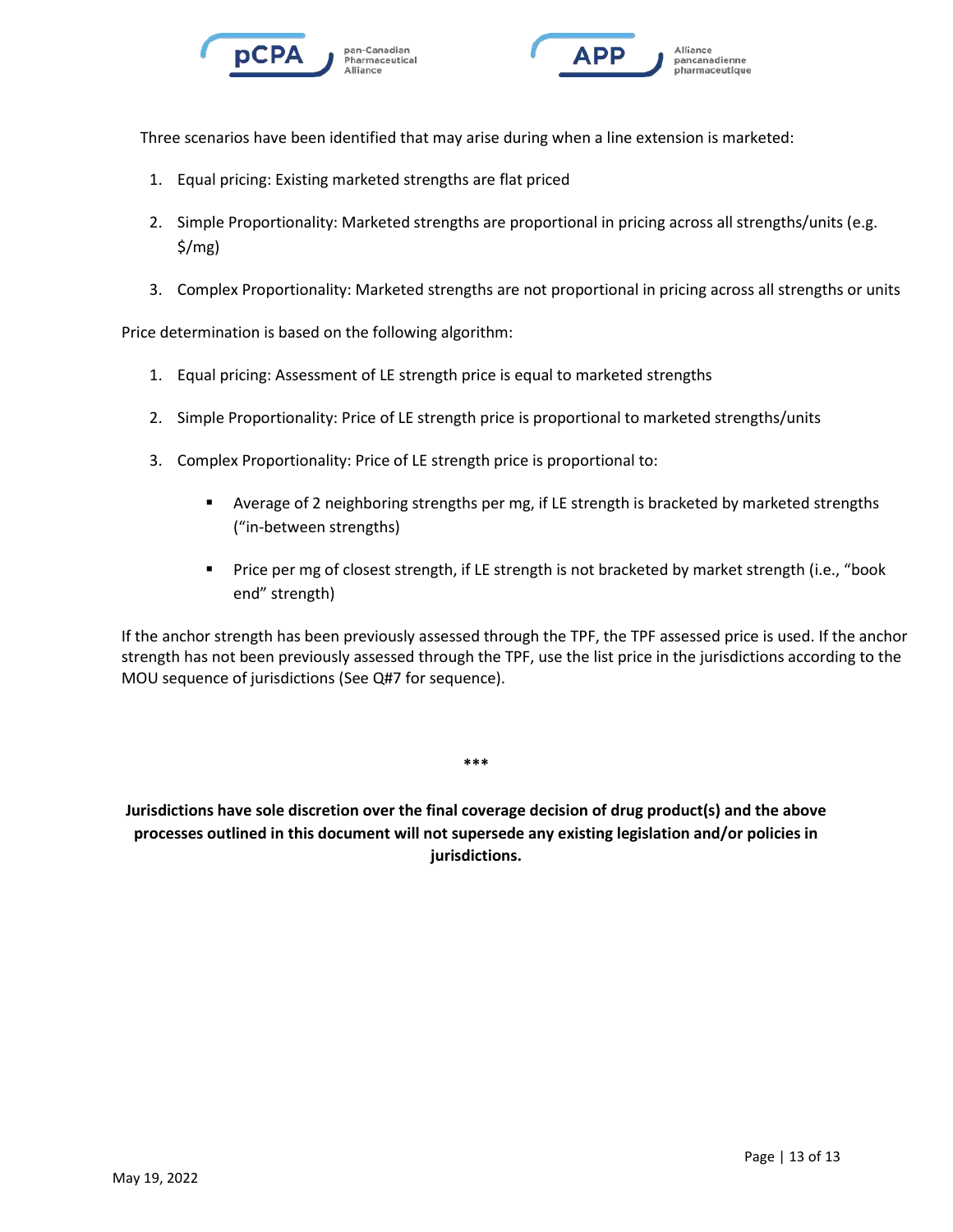Three scenarios have been identified that may arise during when a line extension is marketed:

1. Equal pricing: Existing marketed strengths are flat priced
2. Simple Proportionality: Marketed strengths are proportional in pricing across all strengths/units (e.g. $/mg)
3. Complex Proportionality: Marketed strengths are not proportional in pricing across all strengths or units

Price determination is based on the following algorithm:

1. Equal pricing: Assessment of LE strength price is equal to marketed strengths
2. Simple Proportionality: Price of LE strength price is proportional to marketed strengths/units
3. Complex Proportionality: Price of LE strength price is proportional to:
   - Average of 2 neighboring strengths per mg, if LE strength is bracketed by marketed strengths ("in-between strengths)
   - Price per mg of closest strength, if LE strength is not bracketed by market strength (i.e., "book end" strength)

If the anchor strength has been previously assessed through the TPF, the TPF assessed price is used. If the anchor strength has not been previously assessed through the TPF, use the list price in the jurisdictions according to the MOU sequence of jurisdictions (See Q#7 for sequence).

***

**Jurisdictions have sole discretion over the final coverage decision of drug product(s) and the above processes outlined in this document will not supersede any existing legislation and/or policies in jurisdictions.**

May 19, 2022